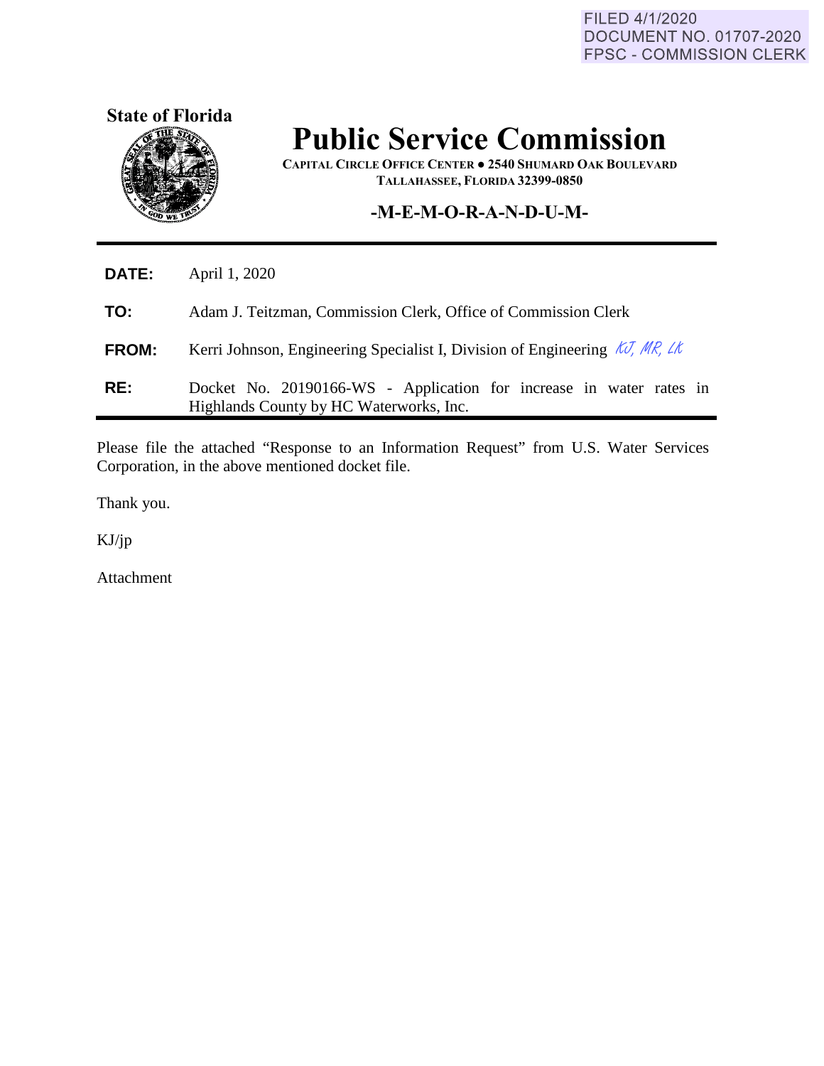FILED 4/1/2020
DOCUMENT NO. 01707-2020
FPSC - COMMISSION CLERK

**State of Florida**

# Public Service Commission

**CAPITAL CIRCLE OFFICE CENTER ● 2540 SHUMARD OAK BOULEVARD**
**TALLAHASSEE, FLORIDA 32399-0850**

## -M-E-M-O-R-A-N-D-U-M-

**DATE:** April 1, 2020

**TO:** Adam J. Teitzman, Commission Clerk, Office of Commission Clerk

**FROM:** Kerri Johnson, Engineering Specialist I, Division of Engineering *KJ, MR, LK*

**RE:** Docket No. 20190166-WS - Application for increase in water rates in Highlands County by HC Waterworks, Inc.

Please file the attached "Response to an Information Request" from U.S. Water Services Corporation, in the above mentioned docket file.

Thank you.

KJ/jp

Attachment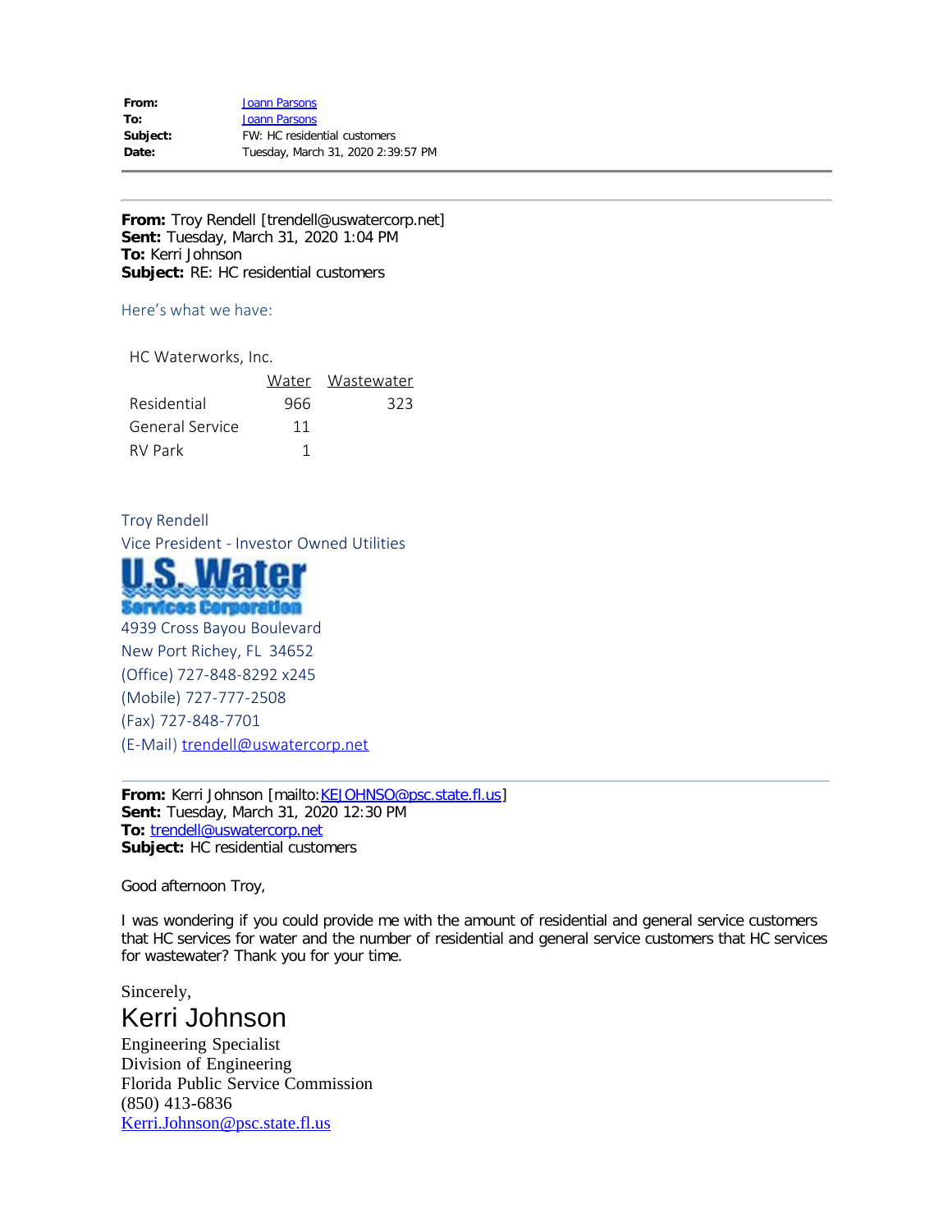**From:** Joann Parsons
**To:** Joann Parsons
**Subject:** FW: HC residential customers
**Date:** Tuesday, March 31, 2020 2:39:57 PM

---

**From:** Troy Rendell [trendell@uswatercorp.net]
**Sent:** Tuesday, March 31, 2020 1:04 PM
**To:** Kerri Johnson
**Subject:** RE: HC residential customers

Here's what we have:

HC Waterworks, Inc.

| | Water | Wastewater |
|---|---|---|
| Residential | 966 | 323 |
| General Service | 11 | |
| RV Park | 1 | |

Troy Rendell
Vice President - Investor Owned Utilities
U.S. Water Services Corporation
4939 Cross Bayou Boulevard
New Port Richey, FL 34652
(Office) 727-848-8292 x245
(Mobile) 727-777-2508
(Fax) 727-848-7701
(E-Mail) trendell@uswatercorp.net

---

**From:** Kerri Johnson [mailto:KEJOHNSO@psc.state.fl.us]
**Sent:** Tuesday, March 31, 2020 12:30 PM
**To:** trendell@uswatercorp.net
**Subject:** HC residential customers

Good afternoon Troy,

I was wondering if you could provide me with the amount of residential and general service customers that HC services for water and the number of residential and general service customers that HC services for wastewater? Thank you for your time.

Sincerely,
Kerri Johnson
Engineering Specialist
Division of Engineering
Florida Public Service Commission
(850) 413-6836
Kerri.Johnson@psc.state.fl.us